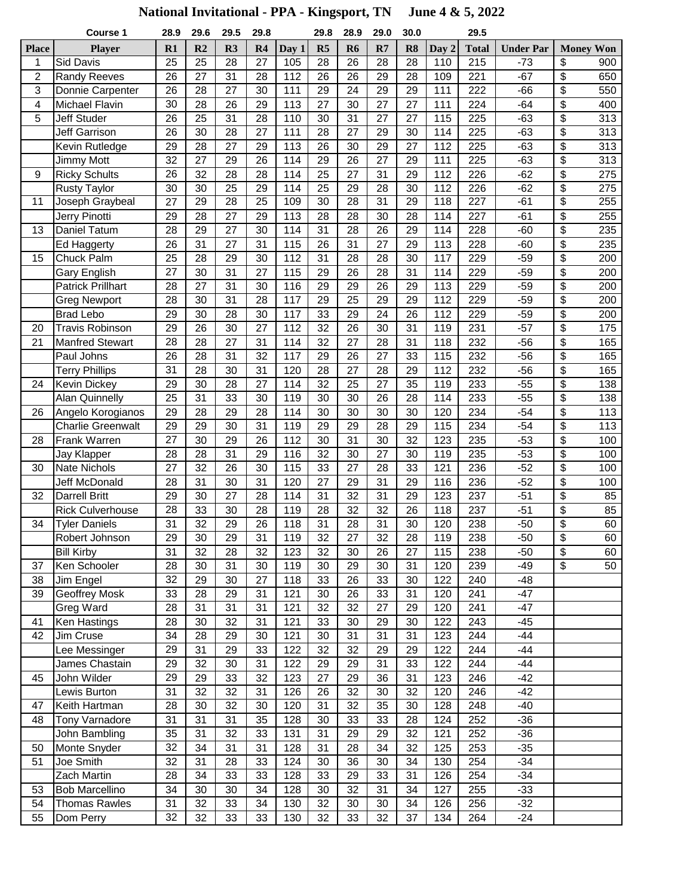# National Invitational - PPA - Kingsport, TN June 4 & 5, 2022

| | Course 1 | 28.9 | 29.6 | 29.5 | 29.8 | | 29.8 | 28.9 | 29.0 | 30.0 | | 29.5 | | |
|---|---|---|---|---|---|---|---|---|---|---|---|---|---|---|
| **Place** | **Player** | **R1** | **R2** | **R3** | **R4** | **Day 1** | **R5** | **R6** | **R7** | **R8** | **Day 2** | **Total** | **Under Par** | **Money Won** |
| 1 | Sid Davis | 25 | 25 | 28 | 27 | 105 | 28 | 26 | 28 | 28 | 110 | 215 | -73 | $ 900 |
| 2 | Randy Reeves | 26 | 27 | 31 | 28 | 112 | 26 | 26 | 29 | 28 | 109 | 221 | -67 | $ 650 |
| 3 | Donnie Carpenter | 26 | 28 | 27 | 30 | 111 | 29 | 24 | 29 | 29 | 111 | 222 | -66 | $ 550 |
| 4 | Michael Flavin | 30 | 28 | 26 | 29 | 113 | 27 | 30 | 27 | 27 | 111 | 224 | -64 | $ 400 |
| 5 | Jeff Studer | 26 | 25 | 31 | 28 | 110 | 30 | 31 | 27 | 27 | 115 | 225 | -63 | $ 313 |
| | Jeff Garrison | 26 | 30 | 28 | 27 | 111 | 28 | 27 | 29 | 30 | 114 | 225 | -63 | $ 313 |
| | Kevin Rutledge | 29 | 28 | 27 | 29 | 113 | 26 | 30 | 29 | 27 | 112 | 225 | -63 | $ 313 |
| | Jimmy Mott | 32 | 27 | 29 | 26 | 114 | 29 | 26 | 27 | 29 | 111 | 225 | -63 | $ 313 |
| 9 | Ricky Schults | 26 | 32 | 28 | 28 | 114 | 25 | 27 | 31 | 29 | 112 | 226 | -62 | $ 275 |
| | Rusty Taylor | 30 | 30 | 25 | 29 | 114 | 25 | 29 | 28 | 30 | 112 | 226 | -62 | $ 275 |
| 11 | Joseph Graybeal | 27 | 29 | 28 | 25 | 109 | 30 | 28 | 31 | 29 | 118 | 227 | -61 | $ 255 |
| | Jerry Pinotti | 29 | 28 | 27 | 29 | 113 | 28 | 28 | 30 | 28 | 114 | 227 | -61 | $ 255 |
| 13 | Daniel Tatum | 28 | 29 | 27 | 30 | 114 | 31 | 28 | 26 | 29 | 114 | 228 | -60 | $ 235 |
| | Ed Haggerty | 26 | 31 | 27 | 31 | 115 | 26 | 31 | 27 | 29 | 113 | 228 | -60 | $ 235 |
| 15 | Chuck Palm | 25 | 28 | 29 | 30 | 112 | 31 | 28 | 28 | 30 | 117 | 229 | -59 | $ 200 |
| | Gary English | 27 | 30 | 31 | 27 | 115 | 29 | 26 | 28 | 31 | 114 | 229 | -59 | $ 200 |
| | Patrick Prillhart | 28 | 27 | 31 | 30 | 116 | 29 | 29 | 26 | 29 | 113 | 229 | -59 | $ 200 |
| | Greg Newport | 28 | 30 | 31 | 28 | 117 | 29 | 25 | 29 | 29 | 112 | 229 | -59 | $ 200 |
| | Brad Lebo | 29 | 30 | 28 | 30 | 117 | 33 | 29 | 24 | 26 | 112 | 229 | -59 | $ 200 |
| 20 | Travis Robinson | 29 | 26 | 30 | 27 | 112 | 32 | 26 | 30 | 31 | 119 | 231 | -57 | $ 175 |
| 21 | Manfred Stewart | 28 | 28 | 27 | 31 | 114 | 32 | 27 | 28 | 31 | 118 | 232 | -56 | $ 165 |
| | Paul Johns | 26 | 28 | 31 | 32 | 117 | 29 | 26 | 27 | 33 | 115 | 232 | -56 | $ 165 |
| | Terry Phillips | 31 | 28 | 30 | 31 | 120 | 28 | 27 | 28 | 29 | 112 | 232 | -56 | $ 165 |
| 24 | Kevin Dickey | 29 | 30 | 28 | 27 | 114 | 32 | 25 | 27 | 35 | 119 | 233 | -55 | $ 138 |
| | Alan Quinnelly | 25 | 31 | 33 | 30 | 119 | 30 | 30 | 26 | 28 | 114 | 233 | -55 | $ 138 |
| 26 | Angelo Korogianos | 29 | 28 | 29 | 28 | 114 | 30 | 30 | 30 | 30 | 120 | 234 | -54 | $ 113 |
| | Charlie Greenwalt | 29 | 29 | 30 | 31 | 119 | 29 | 29 | 28 | 29 | 115 | 234 | -54 | $ 113 |
| 28 | Frank Warren | 27 | 30 | 29 | 26 | 112 | 30 | 31 | 30 | 32 | 123 | 235 | -53 | $ 100 |
| | Jay Klapper | 28 | 28 | 31 | 29 | 116 | 32 | 30 | 27 | 30 | 119 | 235 | -53 | $ 100 |
| 30 | Nate Nichols | 27 | 32 | 26 | 30 | 115 | 33 | 27 | 28 | 33 | 121 | 236 | -52 | $ 100 |
| | Jeff McDonald | 28 | 31 | 30 | 31 | 120 | 27 | 29 | 31 | 29 | 116 | 236 | -52 | $ 100 |
| 32 | Darrell Britt | 29 | 30 | 27 | 28 | 114 | 31 | 32 | 31 | 29 | 123 | 237 | -51 | $ 85 |
| | Rick Culverhouse | 28 | 33 | 30 | 28 | 119 | 28 | 32 | 32 | 26 | 118 | 237 | -51 | $ 85 |
| 34 | Tyler Daniels | 31 | 32 | 29 | 26 | 118 | 31 | 28 | 31 | 30 | 120 | 238 | -50 | $ 60 |
| | Robert Johnson | 29 | 30 | 29 | 31 | 119 | 32 | 27 | 32 | 28 | 119 | 238 | -50 | $ 60 |
| | Bill Kirby | 31 | 32 | 28 | 32 | 123 | 32 | 30 | 26 | 27 | 115 | 238 | -50 | $ 60 |
| 37 | Ken Schooler | 28 | 30 | 31 | 30 | 119 | 30 | 29 | 30 | 31 | 120 | 239 | -49 | $ 50 |
| 38 | Jim Engel | 32 | 29 | 30 | 27 | 118 | 33 | 26 | 33 | 30 | 122 | 240 | -48 | |
| 39 | Geoffrey Mosk | 33 | 28 | 29 | 31 | 121 | 30 | 26 | 33 | 31 | 120 | 241 | -47 | |
| | Greg Ward | 28 | 31 | 31 | 31 | 121 | 32 | 32 | 27 | 29 | 120 | 241 | -47 | |
| 41 | Ken Hastings | 28 | 30 | 32 | 31 | 121 | 33 | 30 | 29 | 30 | 122 | 243 | -45 | |
| 42 | Jim Cruse | 34 | 28 | 29 | 30 | 121 | 30 | 31 | 31 | 31 | 123 | 244 | -44 | |
| | Lee Messinger | 29 | 31 | 29 | 33 | 122 | 32 | 32 | 29 | 29 | 122 | 244 | -44 | |
| | James Chastain | 29 | 32 | 30 | 31 | 122 | 29 | 29 | 31 | 33 | 122 | 244 | -44 | |
| 45 | John Wilder | 29 | 29 | 33 | 32 | 123 | 27 | 29 | 36 | 31 | 123 | 246 | -42 | |
| | Lewis Burton | 31 | 32 | 32 | 31 | 126 | 26 | 32 | 30 | 32 | 120 | 246 | -42 | |
| 47 | Keith Hartman | 28 | 30 | 32 | 30 | 120 | 31 | 32 | 35 | 30 | 128 | 248 | -40 | |
| 48 | Tony Varnadore | 31 | 31 | 31 | 35 | 128 | 30 | 33 | 33 | 28 | 124 | 252 | -36 | |
| | John Bambling | 35 | 31 | 32 | 33 | 131 | 31 | 29 | 29 | 32 | 121 | 252 | -36 | |
| 50 | Monte Snyder | 32 | 34 | 31 | 31 | 128 | 31 | 28 | 34 | 32 | 125 | 253 | -35 | |
| 51 | Joe Smith | 32 | 31 | 28 | 33 | 124 | 30 | 36 | 30 | 34 | 130 | 254 | -34 | |
| | Zach Martin | 28 | 34 | 33 | 33 | 128 | 33 | 29 | 33 | 31 | 126 | 254 | -34 | |
| 53 | Bob Marcellino | 34 | 30 | 30 | 34 | 128 | 30 | 32 | 31 | 34 | 127 | 255 | -33 | |
| 54 | Thomas Rawles | 31 | 32 | 33 | 34 | 130 | 32 | 30 | 30 | 34 | 126 | 256 | -32 | |
| 55 | Dom Perry | 32 | 32 | 33 | 33 | 130 | 32 | 33 | 32 | 37 | 134 | 264 | -24 | |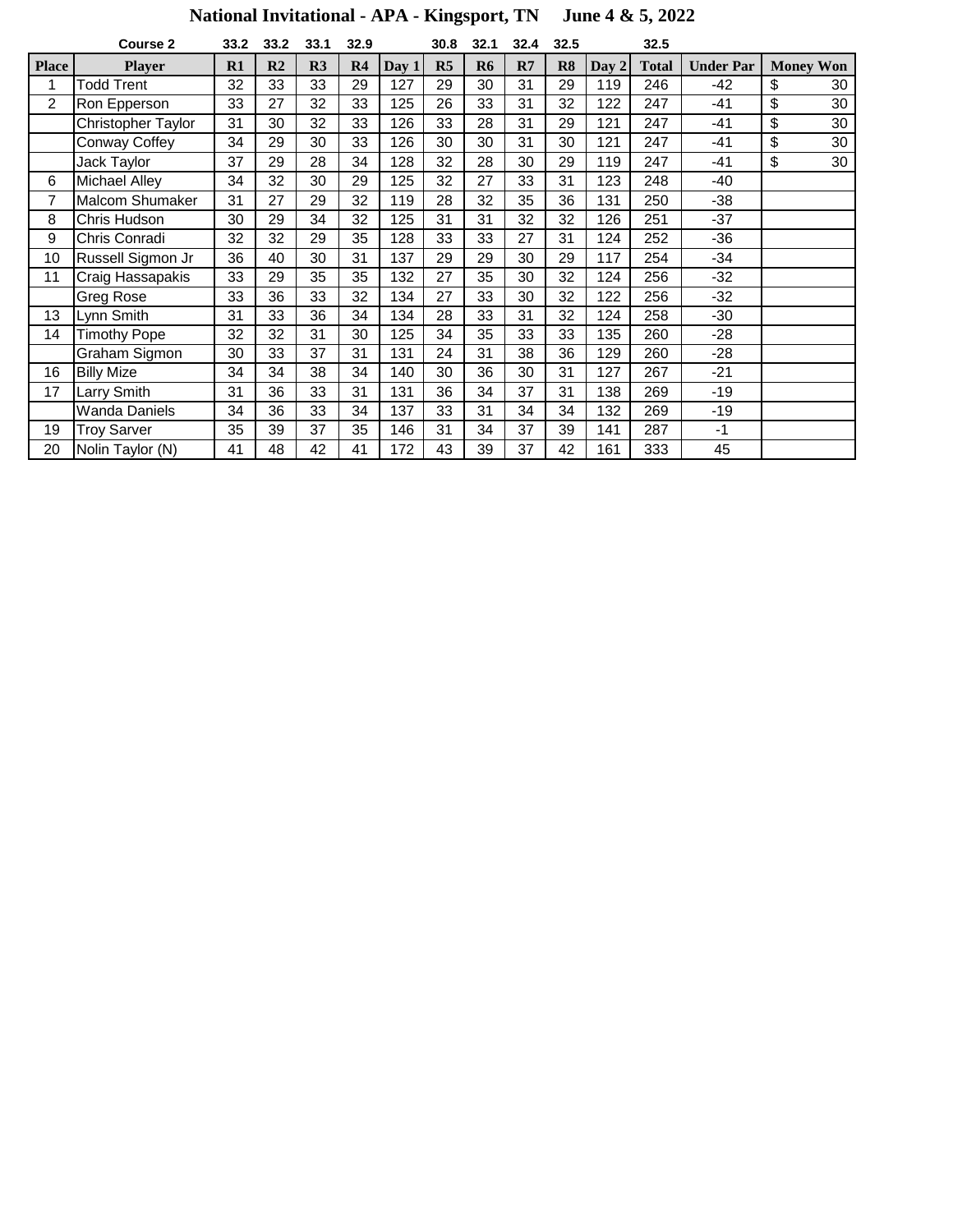# National Invitational - APA - Kingsport, TN    June 4 & 5, 2022

| Course 2 | | 33.2 | 33.2 | 33.1 | 32.9 | | 30.8 | 32.1 | 32.4 | 32.5 | | 32.5 | | |
|---|---|---|---|---|---|---|---|---|---|---|---|---|---|---|
| **Place** | **Player** | **R1** | **R2** | **R3** | **R4** | **Day 1** | **R5** | **R6** | **R7** | **R8** | **Day 2** | **Total** | **Under Par** | **Money Won** |
| 1 | Todd Trent | 32 | 33 | 33 | 29 | 127 | 29 | 30 | 31 | 29 | 119 | 246 | -42 | $ 30 |
| 2 | Ron Epperson | 33 | 27 | 32 | 33 | 125 | 26 | 33 | 31 | 32 | 122 | 247 | -41 | $ 30 |
| | Christopher Taylor | 31 | 30 | 32 | 33 | 126 | 33 | 28 | 31 | 29 | 121 | 247 | -41 | $ 30 |
| | Conway Coffey | 34 | 29 | 30 | 33 | 126 | 30 | 30 | 31 | 30 | 121 | 247 | -41 | $ 30 |
| | Jack Taylor | 37 | 29 | 28 | 34 | 128 | 32 | 28 | 30 | 29 | 119 | 247 | -41 | $ 30 |
| 6 | Michael Alley | 34 | 32 | 30 | 29 | 125 | 32 | 27 | 33 | 31 | 123 | 248 | -40 | |
| 7 | Malcom Shumaker | 31 | 27 | 29 | 32 | 119 | 28 | 32 | 35 | 36 | 131 | 250 | -38 | |
| 8 | Chris Hudson | 30 | 29 | 34 | 32 | 125 | 31 | 31 | 32 | 32 | 126 | 251 | -37 | |
| 9 | Chris Conradi | 32 | 32 | 29 | 35 | 128 | 33 | 33 | 27 | 31 | 124 | 252 | -36 | |
| 10 | Russell Sigmon Jr | 36 | 40 | 30 | 31 | 137 | 29 | 29 | 30 | 29 | 117 | 254 | -34 | |
| 11 | Craig Hassapakis | 33 | 29 | 35 | 35 | 132 | 27 | 35 | 30 | 32 | 124 | 256 | -32 | |
| | Greg Rose | 33 | 36 | 33 | 32 | 134 | 27 | 33 | 30 | 32 | 122 | 256 | -32 | |
| 13 | Lynn Smith | 31 | 33 | 36 | 34 | 134 | 28 | 33 | 31 | 32 | 124 | 258 | -30 | |
| 14 | Timothy Pope | 32 | 32 | 31 | 30 | 125 | 34 | 35 | 33 | 33 | 135 | 260 | -28 | |
| | Graham Sigmon | 30 | 33 | 37 | 31 | 131 | 24 | 31 | 38 | 36 | 129 | 260 | -28 | |
| 16 | Billy Mize | 34 | 34 | 38 | 34 | 140 | 30 | 36 | 30 | 31 | 127 | 267 | -21 | |
| 17 | Larry Smith | 31 | 36 | 33 | 31 | 131 | 36 | 34 | 37 | 31 | 138 | 269 | -19 | |
| | Wanda Daniels | 34 | 36 | 33 | 34 | 137 | 33 | 31 | 34 | 34 | 132 | 269 | -19 | |
| 19 | Troy Sarver | 35 | 39 | 37 | 35 | 146 | 31 | 34 | 37 | 39 | 141 | 287 | -1 | |
| 20 | Nolin Taylor (N) | 41 | 48 | 42 | 41 | 172 | 43 | 39 | 37 | 42 | 161 | 333 | 45 | |